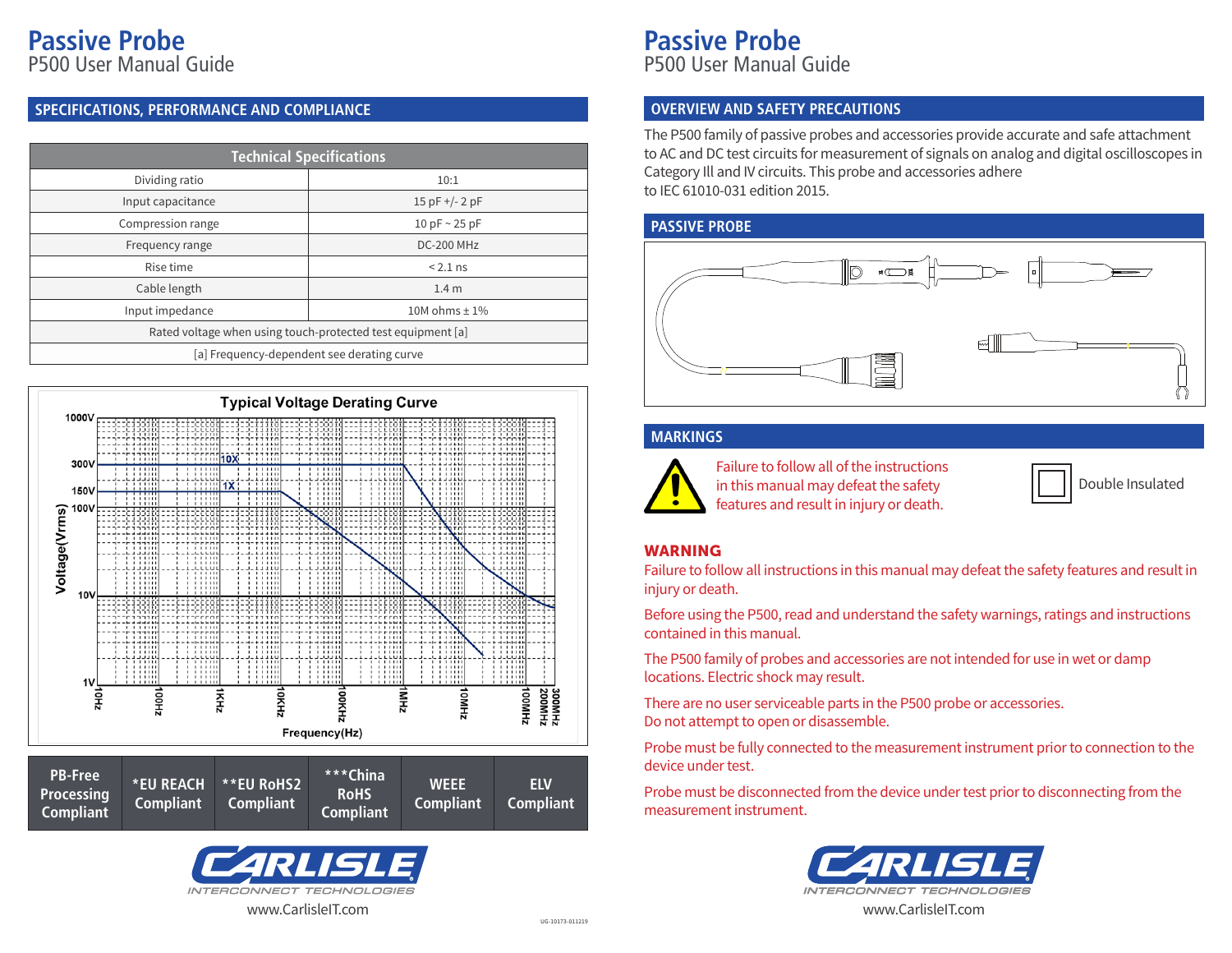# Passive Probe

P500 User Manual Guide

## SPECIFICATIONS, PERFORMANCE AND COMPLIANCE

| Technical Specifications | |
|---|---|
| Dividing ratio | 10:1 |
| Input capacitance | 15 pF +/- 2 pF |
| Compression range | 10 pF ~ 25 pF |
| Frequency range | DC-200 MHz |
| Rise time | < 2.1 ns |
| Cable length | 1.4 m |
| Input impedance | 10M ohms ± 1% |
| Rated voltage when using touch-protected test equipment [a] | |
| [a] Frequency-dependent see derating curve | |

**Typical Voltage Derating Curve**

Voltage(Vrms): 1000V, 300V, 150V, 100V, 10V, 1V

Curves: 10X, 1X

Frequency(Hz): 10Hz, 100Hz, 1KHz, 10KHz, 100KHz, 1MHz, 10MHz, 100MHz, 200MHz, 300MHz

| PB-Free Processing Compliant | *EU REACH Compliant | **EU RoHS2 Compliant | ***China RoHS Compliant | WEEE Compliant | ELV Compliant |
|---|---|---|---|---|---|

CARLISLE INTERCONNECT TECHNOLOGIES

www.CarlisleIT.com

UG-10173-011219

# Passive Probe

P500 User Manual Guide

## OVERVIEW AND SAFETY PRECAUTIONS

The P500 family of passive probes and accessories provide accurate and safe attachment to AC and DC test circuits for measurement of signals on analog and digital oscilloscopes in Category Ill and IV circuits. This probe and accessories adhere to IEC 61010-031 edition 2015.

## PASSIVE PROBE

## MARKINGS

Failure to follow all of the instructions in this manual may defeat the safety features and result in injury or death.

Double Insulated

### WARNING

Failure to follow all instructions in this manual may defeat the safety features and result in injury or death.

Before using the P500, read and understand the safety warnings, ratings and instructions contained in this manual.

The P500 family of probes and accessories are not intended for use in wet or damp locations. Electric shock may result.

There are no user serviceable parts in the P500 probe or accessories. Do not attempt to open or disassemble.

Probe must be fully connected to the measurement instrument prior to connection to the device under test.

Probe must be disconnected from the device under test prior to disconnecting from the measurement instrument.

CARLISLE INTERCONNECT TECHNOLOGIES

www.CarlisleIT.com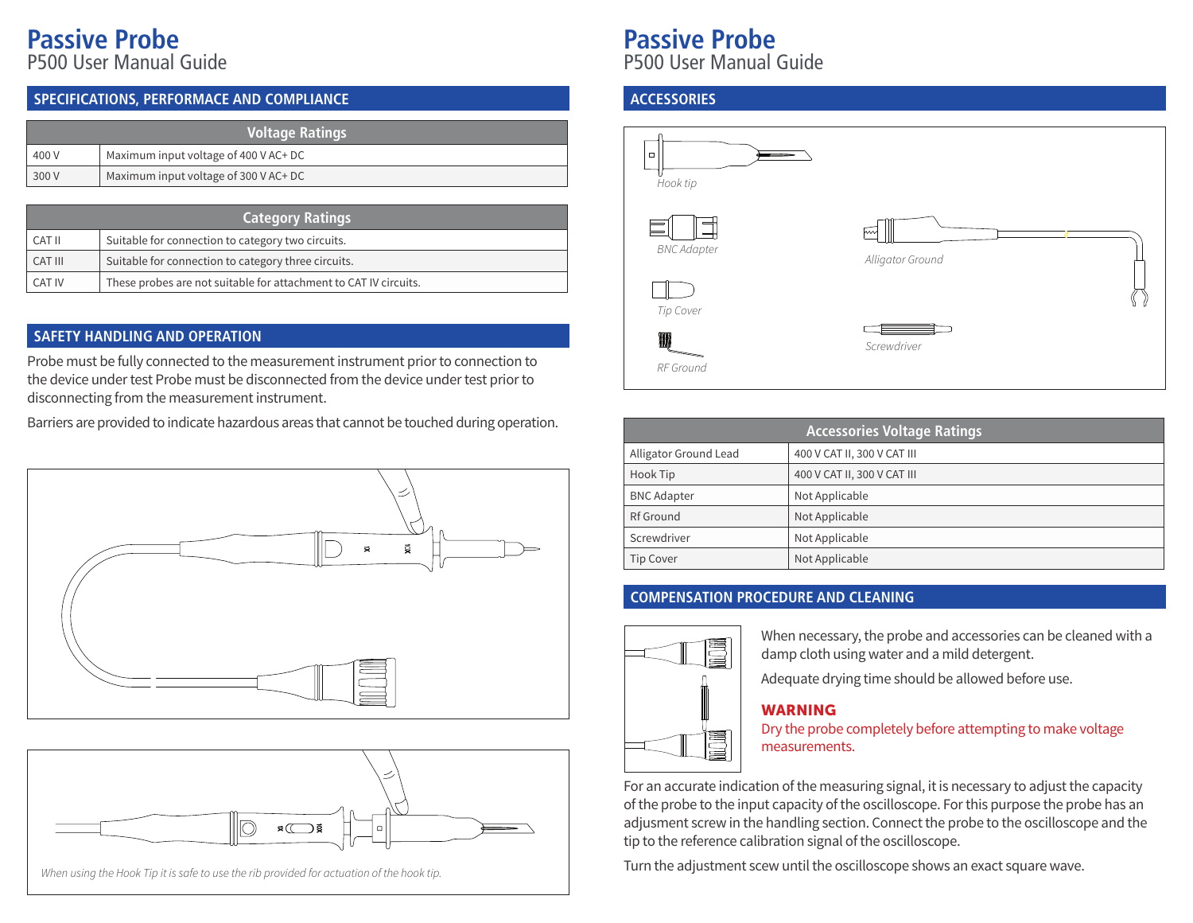# Passive Probe

P500 User Manual Guide

## SPECIFICATIONS, PERFORMACE AND COMPLIANCE

| Voltage Ratings | |
|---|---|
| 400 V | Maximum input voltage of 400 V AC+ DC |
| 300 V | Maximum input voltage of 300 V AC+ DC |

| Category Ratings | |
|---|---|
| CAT II | Suitable for connection to category two circuits. |
| CAT III | Suitable for connection to category three circuits. |
| CAT IV | These probes are not suitable for attachment to CAT IV circuits. |

## SAFETY HANDLING AND OPERATION

Probe must be fully connected to the measurement instrument prior to connection to the device under test Probe must be disconnected from the device under test prior to disconnecting from the measurement instrument.

Barriers are provided to indicate hazardous areas that cannot be touched during operation.

*When using the Hook Tip it is safe to use the rib provided for actuation of the hook tip.*

# Passive Probe

P500 User Manual Guide

## ACCESSORIES

*Hook tip*

*BNC Adapter*

*Alligator Ground*

*Tip Cover*

*Screwdriver*

*RF Ground*

| Accessories Voltage Ratings | |
|---|---|
| Alligator Ground Lead | 400 V CAT II, 300 V CAT III |
| Hook Tip | 400 V CAT II, 300 V CAT III |
| BNC Adapter | Not Applicable |
| Rf Ground | Not Applicable |
| Screwdriver | Not Applicable |
| Tip Cover | Not Applicable |

## COMPENSATION PROCEDURE AND CLEANING

When necessary, the probe and accessories can be cleaned with a damp cloth using water and a mild detergent.

Adequate drying time should be allowed before use.

**WARNING**

Dry the probe completely before attempting to make voltage measurements.

For an accurate indication of the measuring signal, it is necessary to adjust the capacity of the probe to the input capacity of the oscilloscope. For this purpose the probe has an adjusment screw in the handling section. Connect the probe to the oscilloscope and the tip to the reference calibration signal of the oscilloscope.

Turn the adjustment scew until the oscilloscope shows an exact square wave.